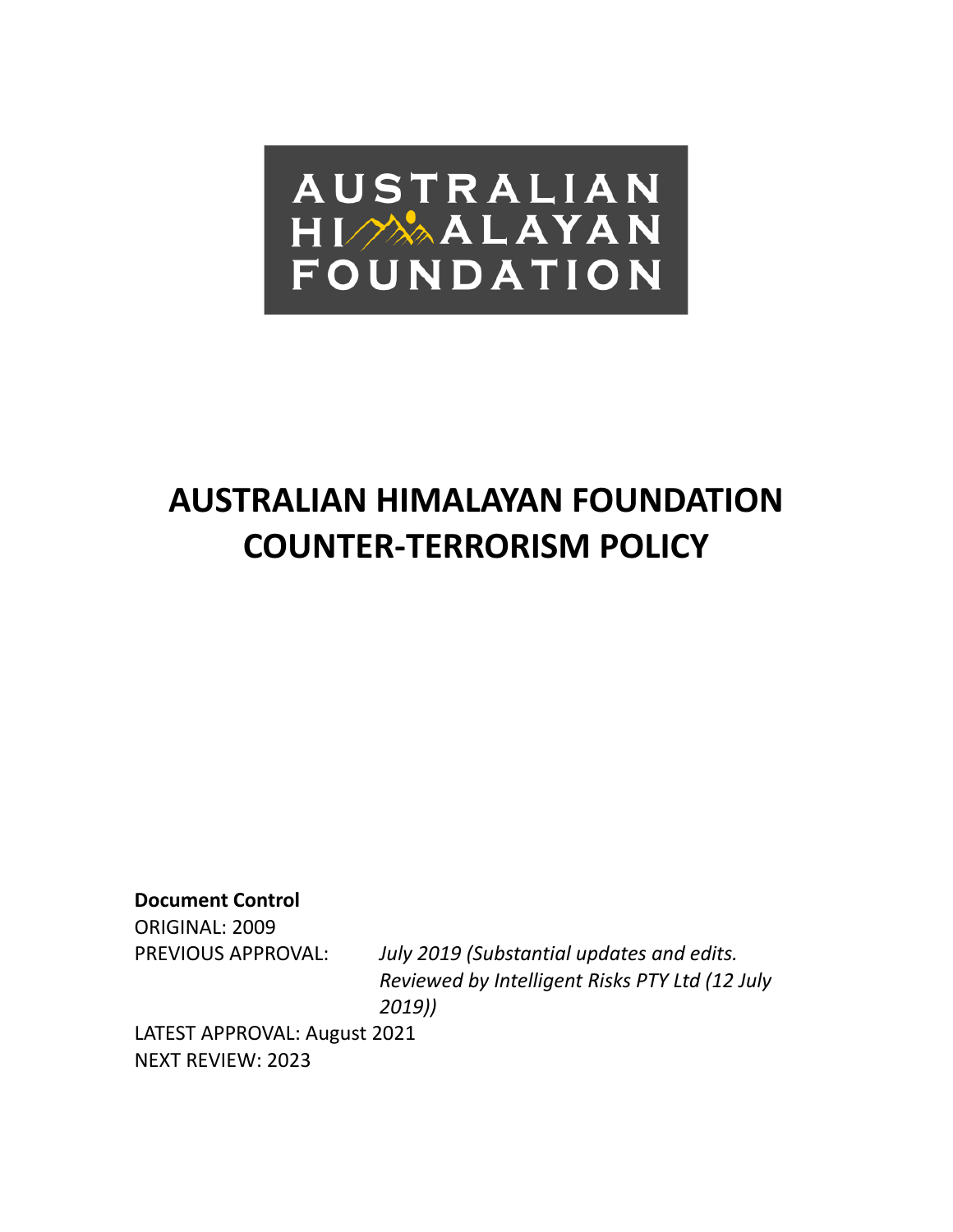AUSTRALIAN HIMALAYAN FOUNDATION

# AUSTRALIAN HIMALAYAN FOUNDATION COUNTER-TERRORISM POLICY

**Document Control**

ORIGINAL: 2009

PREVIOUS APPROVAL: *July 2019 (Substantial updates and edits. Reviewed by Intelligent Risks PTY Ltd (12 July 2019))*

LATEST APPROVAL: August 2021

NEXT REVIEW: 2023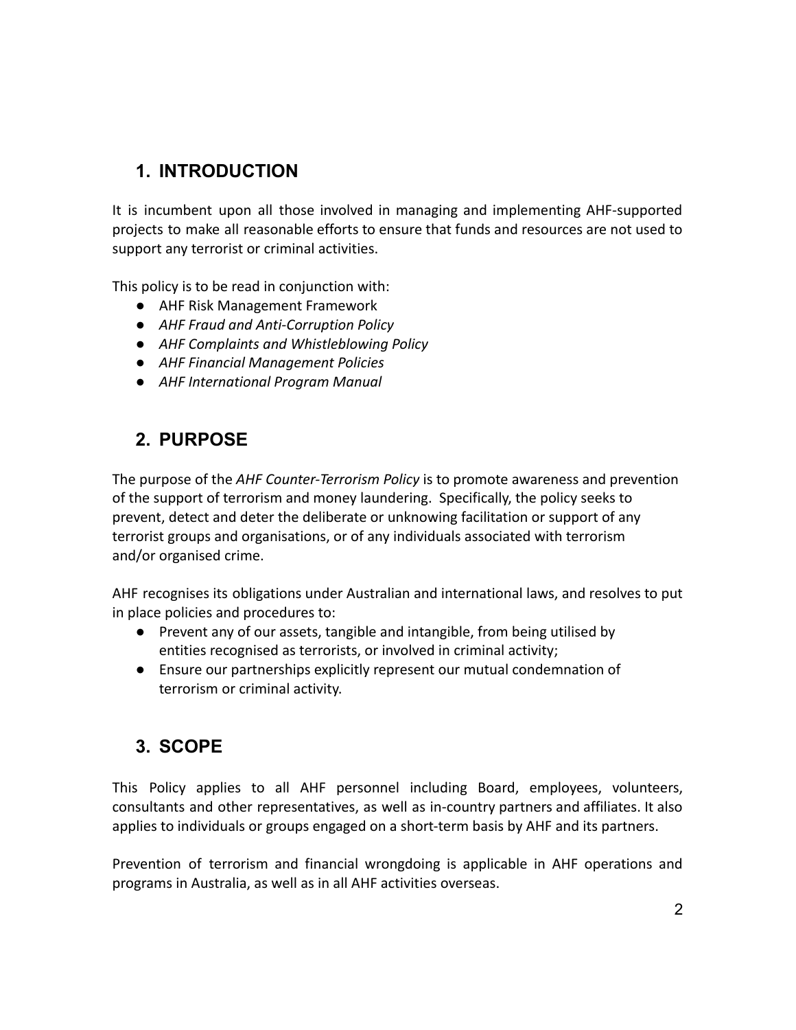## 1. INTRODUCTION

It is incumbent upon all those involved in managing and implementing AHF-supported projects to make all reasonable efforts to ensure that funds and resources are not used to support any terrorist or criminal activities.

This policy is to be read in conjunction with:

- AHF Risk Management Framework
- *AHF Fraud and Anti-Corruption Policy*
- *AHF Complaints and Whistleblowing Policy*
- *AHF Financial Management Policies*
- *AHF International Program Manual*

## 2. PURPOSE

The purpose of the *AHF Counter-Terrorism Policy* is to promote awareness and prevention of the support of terrorism and money laundering. Specifically, the policy seeks to prevent, detect and deter the deliberate or unknowing facilitation or support of any terrorist groups and organisations, or of any individuals associated with terrorism and/or organised crime.

AHF recognises its obligations under Australian and international laws, and resolves to put in place policies and procedures to:

- Prevent any of our assets, tangible and intangible, from being utilised by entities recognised as terrorists, or involved in criminal activity;
- Ensure our partnerships explicitly represent our mutual condemnation of terrorism or criminal activity.

## 3. SCOPE

This Policy applies to all AHF personnel including Board, employees, volunteers, consultants and other representatives, as well as in-country partners and affiliates. It also applies to individuals or groups engaged on a short-term basis by AHF and its partners.

Prevention of terrorism and financial wrongdoing is applicable in AHF operations and programs in Australia, as well as in all AHF activities overseas.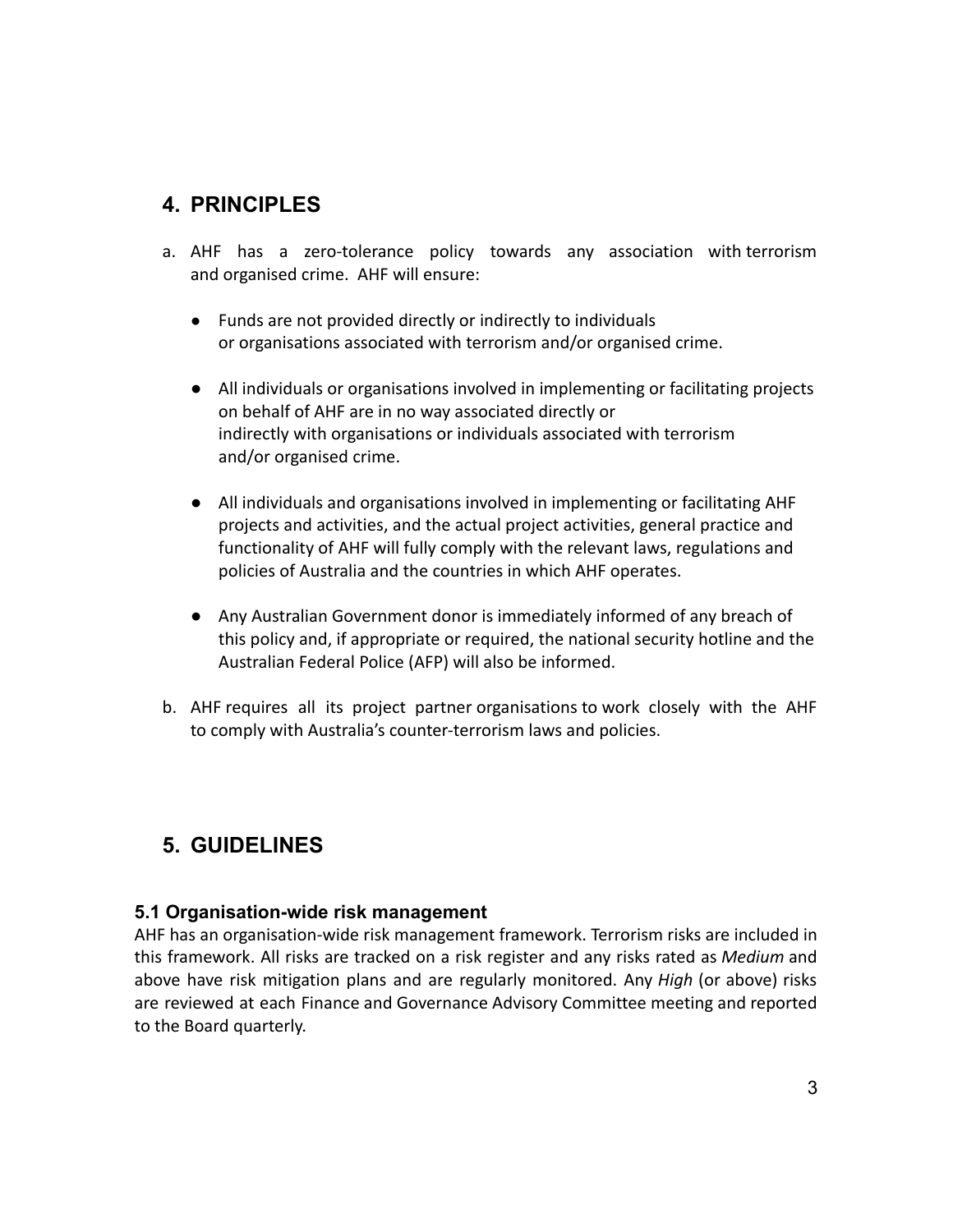## 4. PRINCIPLES

a. AHF has a zero-tolerance policy towards any association with terrorism and organised crime. AHF will ensure:

   - Funds are not provided directly or indirectly to individuals or organisations associated with terrorism and/or organised crime.

   - All individuals or organisations involved in implementing or facilitating projects on behalf of AHF are in no way associated directly or indirectly with organisations or individuals associated with terrorism and/or organised crime.

   - All individuals and organisations involved in implementing or facilitating AHF projects and activities, and the actual project activities, general practice and functionality of AHF will fully comply with the relevant laws, regulations and policies of Australia and the countries in which AHF operates.

   - Any Australian Government donor is immediately informed of any breach of this policy and, if appropriate or required, the national security hotline and the Australian Federal Police (AFP) will also be informed.

b. AHF requires all its project partner organisations to work closely with the AHF to comply with Australia's counter-terrorism laws and policies.

## 5. GUIDELINES

### 5.1 Organisation-wide risk management

AHF has an organisation-wide risk management framework. Terrorism risks are included in this framework. All risks are tracked on a risk register and any risks rated as *Medium* and above have risk mitigation plans and are regularly monitored. Any *High* (or above) risks are reviewed at each Finance and Governance Advisory Committee meeting and reported to the Board quarterly.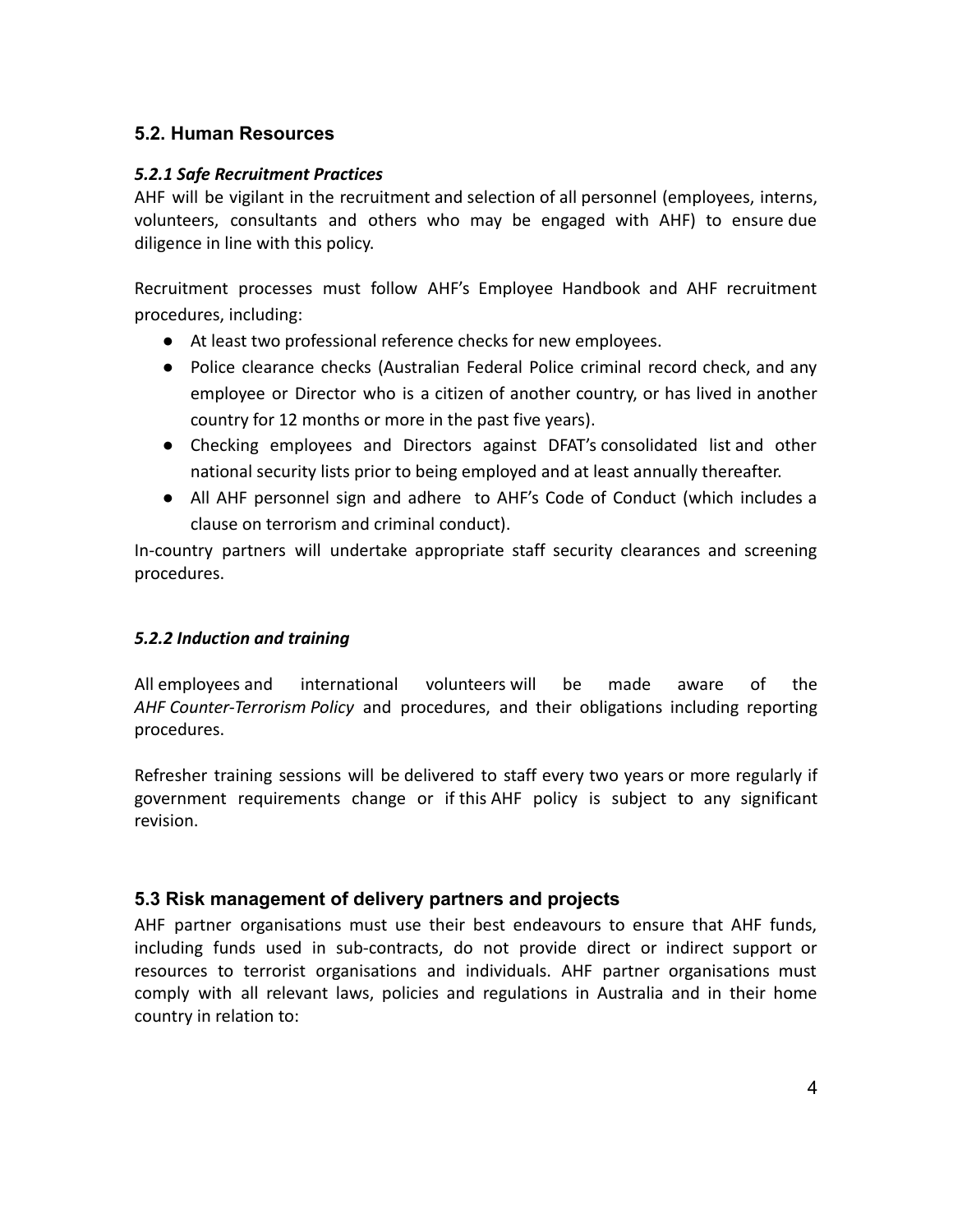## 5.2. Human Resources

### *5.2.1 Safe Recruitment Practices*

AHF will be vigilant in the recruitment and selection of all personnel (employees, interns, volunteers, consultants and others who may be engaged with AHF) to ensure due diligence in line with this policy.

Recruitment processes must follow AHF's Employee Handbook and AHF recruitment procedures, including:

- At least two professional reference checks for new employees.
- Police clearance checks (Australian Federal Police criminal record check, and any employee or Director who is a citizen of another country, or has lived in another country for 12 months or more in the past five years).
- Checking employees and Directors against DFAT's consolidated list and other national security lists prior to being employed and at least annually thereafter.
- All AHF personnel sign and adhere to AHF's Code of Conduct (which includes a clause on terrorism and criminal conduct).

In-country partners will undertake appropriate staff security clearances and screening procedures.

### *5.2.2 Induction and training*

All employees and international volunteers will be made aware of the *AHF Counter-Terrorism Policy* and procedures, and their obligations including reporting procedures.

Refresher training sessions will be delivered to staff every two years or more regularly if government requirements change or if this AHF policy is subject to any significant revision.

## 5.3 Risk management of delivery partners and projects

AHF partner organisations must use their best endeavours to ensure that AHF funds, including funds used in sub-contracts, do not provide direct or indirect support or resources to terrorist organisations and individuals. AHF partner organisations must comply with all relevant laws, policies and regulations in Australia and in their home country in relation to: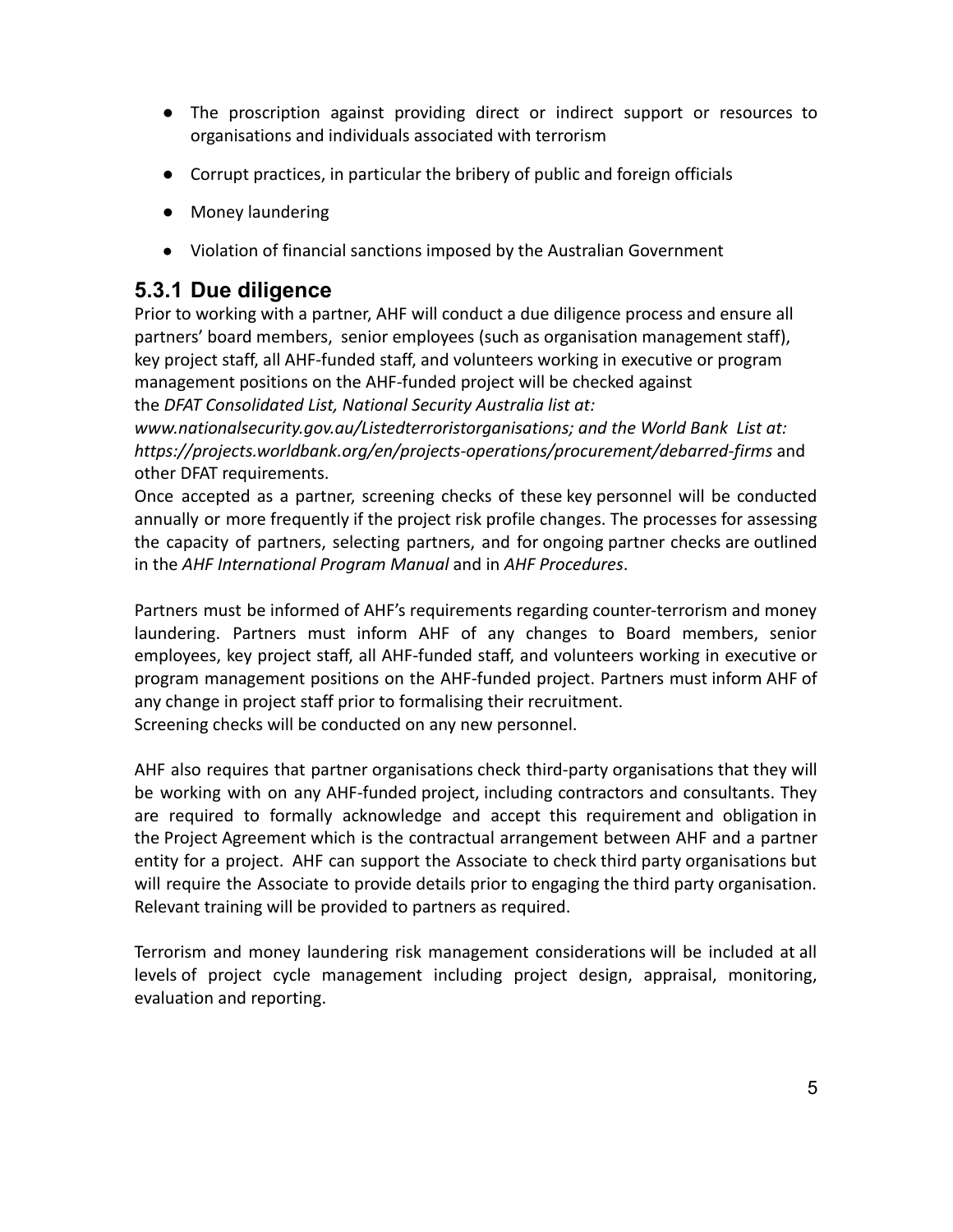- The proscription against providing direct or indirect support or resources to organisations and individuals associated with terrorism
- Corrupt practices, in particular the bribery of public and foreign officials
- Money laundering
- Violation of financial sanctions imposed by the Australian Government

### 5.3.1 Due diligence

Prior to working with a partner, AHF will conduct a due diligence process and ensure all partners' board members, senior employees (such as organisation management staff), key project staff, all AHF-funded staff, and volunteers working in executive or program management positions on the AHF-funded project will be checked against the *DFAT Consolidated List, National Security Australia list at: www.nationalsecurity.gov.au/Listedterroristorganisations; and the World Bank List at: https://projects.worldbank.org/en/projects-operations/procurement/debarred-firms* and other DFAT requirements.

Once accepted as a partner, screening checks of these key personnel will be conducted annually or more frequently if the project risk profile changes. The processes for assessing the capacity of partners, selecting partners, and for ongoing partner checks are outlined in the *AHF International Program Manual* and in *AHF Procedures*.

Partners must be informed of AHF's requirements regarding counter-terrorism and money laundering. Partners must inform AHF of any changes to Board members, senior employees, key project staff, all AHF-funded staff, and volunteers working in executive or program management positions on the AHF-funded project. Partners must inform AHF of any change in project staff prior to formalising their recruitment.
Screening checks will be conducted on any new personnel.

AHF also requires that partner organisations check third-party organisations that they will be working with on any AHF-funded project, including contractors and consultants. They are required to formally acknowledge and accept this requirement and obligation in the Project Agreement which is the contractual arrangement between AHF and a partner entity for a project. AHF can support the Associate to check third party organisations but will require the Associate to provide details prior to engaging the third party organisation. Relevant training will be provided to partners as required.

Terrorism and money laundering risk management considerations will be included at all levels of project cycle management including project design, appraisal, monitoring, evaluation and reporting.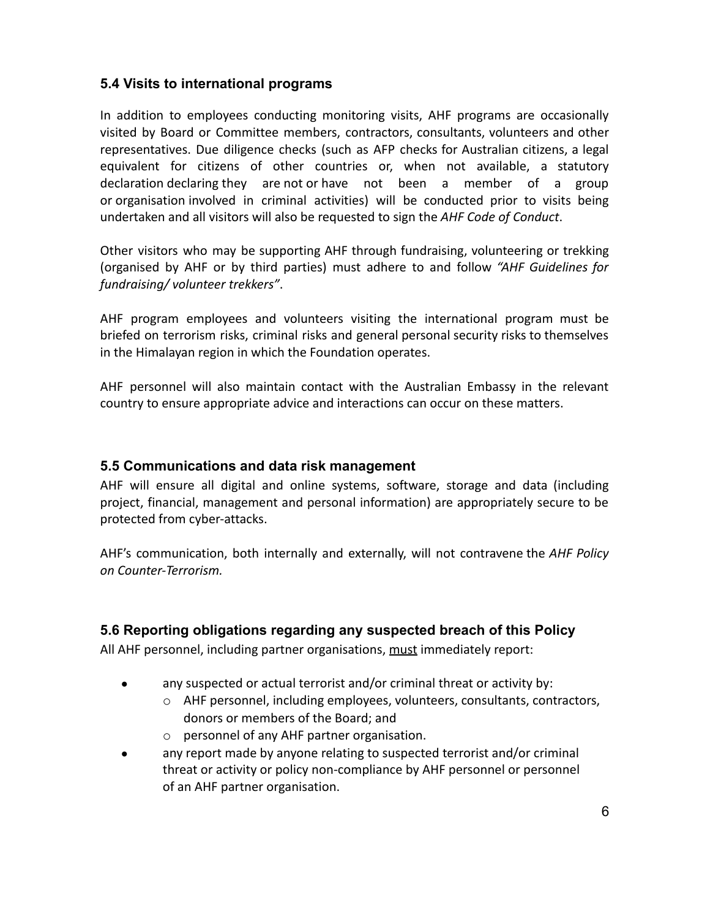### 5.4 Visits to international programs

In addition to employees conducting monitoring visits, AHF programs are occasionally visited by Board or Committee members, contractors, consultants, volunteers and other representatives. Due diligence checks (such as AFP checks for Australian citizens, a legal equivalent for citizens of other countries or, when not available, a statutory declaration declaring they are not or have not been a member of a group or organisation involved in criminal activities) will be conducted prior to visits being undertaken and all visitors will also be requested to sign the *AHF Code of Conduct*.

Other visitors who may be supporting AHF through fundraising, volunteering or trekking (organised by AHF or by third parties) must adhere to and follow *"AHF Guidelines for fundraising/ volunteer trekkers"*.

AHF program employees and volunteers visiting the international program must be briefed on terrorism risks, criminal risks and general personal security risks to themselves in the Himalayan region in which the Foundation operates.

AHF personnel will also maintain contact with the Australian Embassy in the relevant country to ensure appropriate advice and interactions can occur on these matters.

### 5.5 Communications and data risk management

AHF will ensure all digital and online systems, software, storage and data (including project, financial, management and personal information) are appropriately secure to be protected from cyber-attacks.

AHF's communication, both internally and externally, will not contravene the *AHF Policy on Counter-Terrorism.*

### 5.6 Reporting obligations regarding any suspected breach of this Policy

All AHF personnel, including partner organisations, <u>must</u> immediately report:

- any suspected or actual terrorist and/or criminal threat or activity by:
  - AHF personnel, including employees, volunteers, consultants, contractors, donors or members of the Board; and
  - personnel of any AHF partner organisation.
- any report made by anyone relating to suspected terrorist and/or criminal threat or activity or policy non-compliance by AHF personnel or personnel of an AHF partner organisation.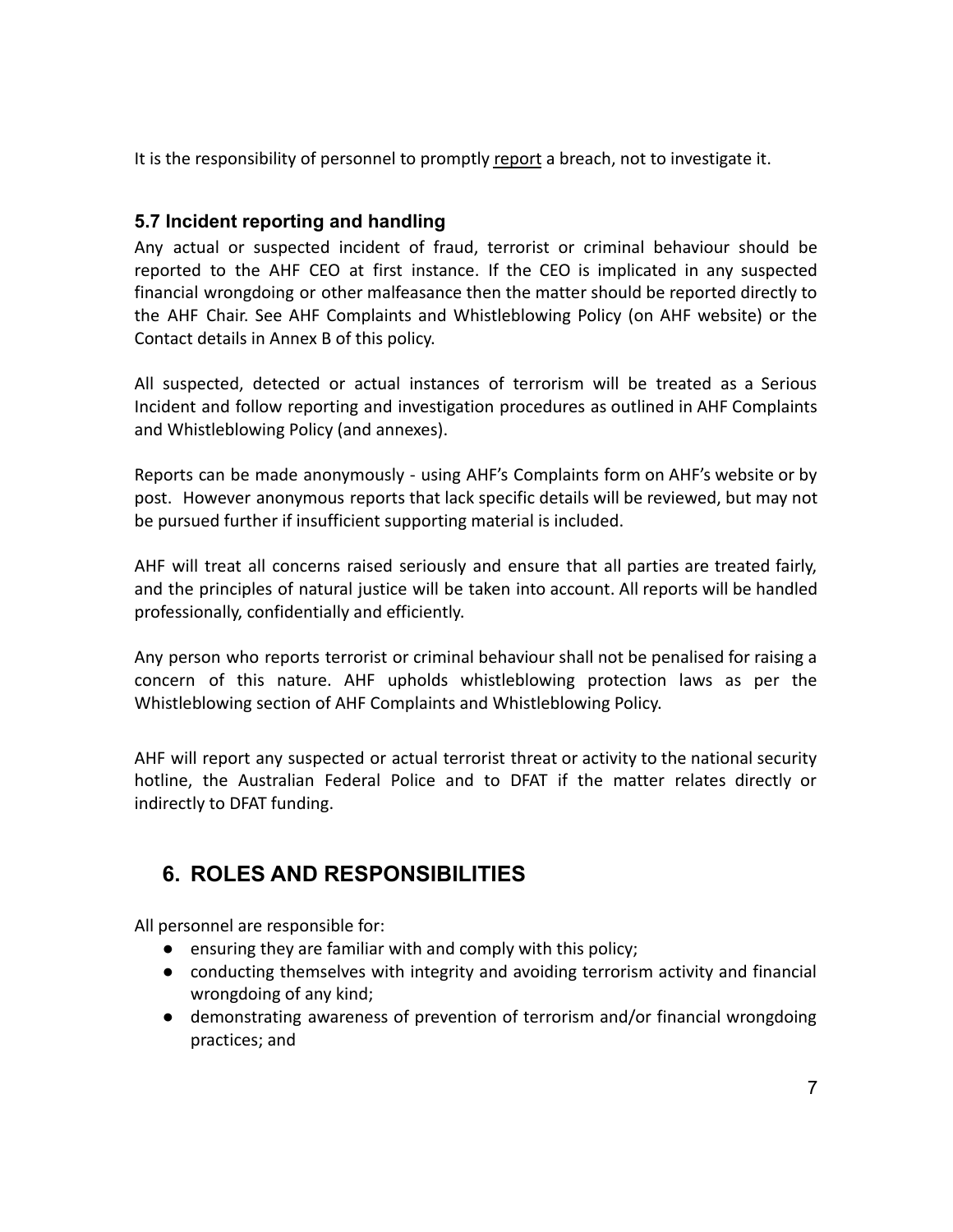It is the responsibility of personnel to promptly <u>report</u> a breach, not to investigate it.

### 5.7 Incident reporting and handling

Any actual or suspected incident of fraud, terrorist or criminal behaviour should be reported to the AHF CEO at first instance. If the CEO is implicated in any suspected financial wrongdoing or other malfeasance then the matter should be reported directly to the AHF Chair. See AHF Complaints and Whistleblowing Policy (on AHF website) or the Contact details in Annex B of this policy.

All suspected, detected or actual instances of terrorism will be treated as a Serious Incident and follow reporting and investigation procedures as outlined in AHF Complaints and Whistleblowing Policy (and annexes).

Reports can be made anonymously - using AHF's Complaints form on AHF's website or by post. However anonymous reports that lack specific details will be reviewed, but may not be pursued further if insufficient supporting material is included.

AHF will treat all concerns raised seriously and ensure that all parties are treated fairly, and the principles of natural justice will be taken into account. All reports will be handled professionally, confidentially and efficiently.

Any person who reports terrorist or criminal behaviour shall not be penalised for raising a concern of this nature. AHF upholds whistleblowing protection laws as per the Whistleblowing section of AHF Complaints and Whistleblowing Policy.

AHF will report any suspected or actual terrorist threat or activity to the national security hotline, the Australian Federal Police and to DFAT if the matter relates directly or indirectly to DFAT funding.

## 6. ROLES AND RESPONSIBILITIES

All personnel are responsible for:

- ensuring they are familiar with and comply with this policy;
- conducting themselves with integrity and avoiding terrorism activity and financial wrongdoing of any kind;
- demonstrating awareness of prevention of terrorism and/or financial wrongdoing practices; and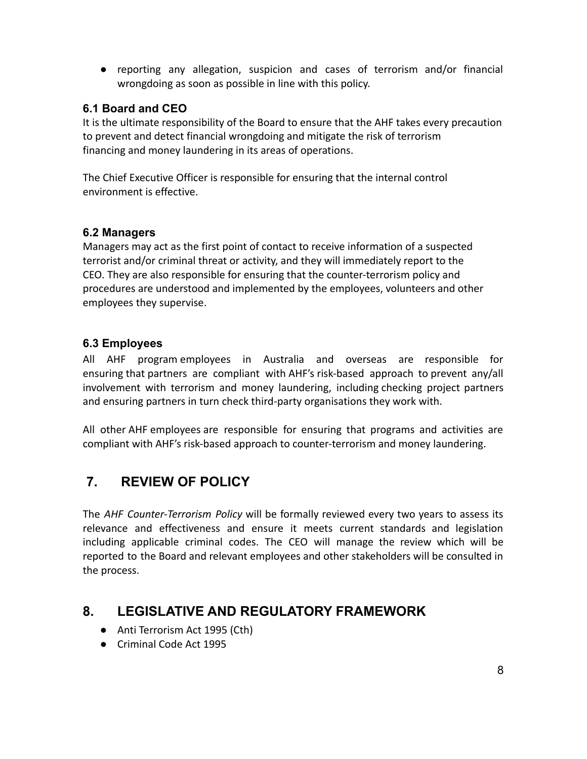- reporting any allegation, suspicion and cases of terrorism and/or financial wrongdoing as soon as possible in line with this policy.

### 6.1 Board and CEO

It is the ultimate responsibility of the Board to ensure that the AHF takes every precaution to prevent and detect financial wrongdoing and mitigate the risk of terrorism financing and money laundering in its areas of operations.

The Chief Executive Officer is responsible for ensuring that the internal control environment is effective.

### 6.2 Managers

Managers may act as the first point of contact to receive information of a suspected terrorist and/or criminal threat or activity, and they will immediately report to the CEO. They are also responsible for ensuring that the counter-terrorism policy and procedures are understood and implemented by the employees, volunteers and other employees they supervise.

### 6.3 Employees

All AHF program employees in Australia and overseas are responsible for ensuring that partners are compliant with AHF's risk-based approach to prevent any/all involvement with terrorism and money laundering, including checking project partners and ensuring partners in turn check third-party organisations they work with.

All other AHF employees are responsible for ensuring that programs and activities are compliant with AHF's risk-based approach to counter-terrorism and money laundering.

## 7. REVIEW OF POLICY

The *AHF Counter-Terrorism Policy* will be formally reviewed every two years to assess its relevance and effectiveness and ensure it meets current standards and legislation including applicable criminal codes. The CEO will manage the review which will be reported to the Board and relevant employees and other stakeholders will be consulted in the process.

## 8. LEGISLATIVE AND REGULATORY FRAMEWORK

- Anti Terrorism Act 1995 (Cth)
- Criminal Code Act 1995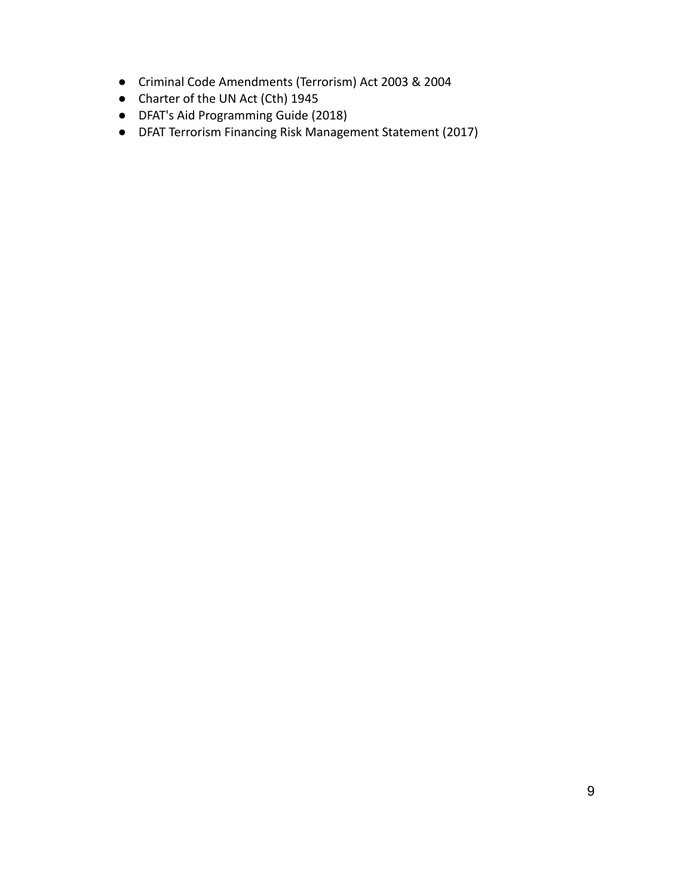- Criminal Code Amendments (Terrorism) Act 2003 & 2004
- Charter of the UN Act (Cth) 1945
- DFAT's Aid Programming Guide (2018)
- DFAT Terrorism Financing Risk Management Statement (2017)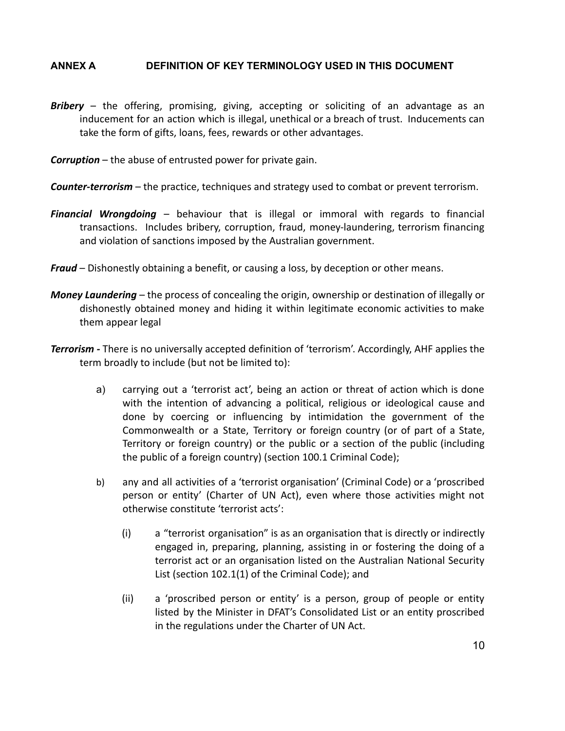## ANNEX A DEFINITION OF KEY TERMINOLOGY USED IN THIS DOCUMENT

***Bribery*** – the offering, promising, giving, accepting or soliciting of an advantage as an inducement for an action which is illegal, unethical or a breach of trust. Inducements can take the form of gifts, loans, fees, rewards or other advantages.

***Corruption*** – the abuse of entrusted power for private gain.

***Counter-terrorism*** – the practice, techniques and strategy used to combat or prevent terrorism.

***Financial Wrongdoing*** – behaviour that is illegal or immoral with regards to financial transactions. Includes bribery, corruption, fraud, money-laundering, terrorism financing and violation of sanctions imposed by the Australian government.

***Fraud*** – Dishonestly obtaining a benefit, or causing a loss, by deception or other means.

***Money Laundering*** – the process of concealing the origin, ownership or destination of illegally or dishonestly obtained money and hiding it within legitimate economic activities to make them appear legal

***Terrorism -*** There is no universally accepted definition of 'terrorism'. Accordingly, AHF applies the term broadly to include (but not be limited to):

a) carrying out a 'terrorist act', being an action or threat of action which is done with the intention of advancing a political, religious or ideological cause and done by coercing or influencing by intimidation the government of the Commonwealth or a State, Territory or foreign country (or of part of a State, Territory or foreign country) or the public or a section of the public (including the public of a foreign country) (section 100.1 Criminal Code);

b) any and all activities of a 'terrorist organisation' (Criminal Code) or a 'proscribed person or entity' (Charter of UN Act), even where those activities might not otherwise constitute 'terrorist acts':

   (i) a "terrorist organisation" is as an organisation that is directly or indirectly engaged in, preparing, planning, assisting in or fostering the doing of a terrorist act or an organisation listed on the Australian National Security List (section 102.1(1) of the Criminal Code); and

   (ii) a 'proscribed person or entity' is a person, group of people or entity listed by the Minister in DFAT's Consolidated List or an entity proscribed in the regulations under the Charter of UN Act.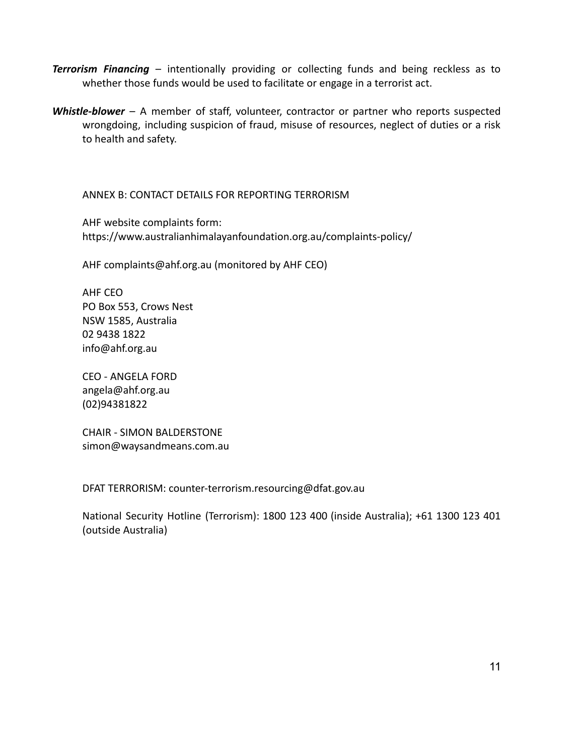***Terrorism Financing*** – intentionally providing or collecting funds and being reckless as to whether those funds would be used to facilitate or engage in a terrorist act.

***Whistle-blower*** – A member of staff, volunteer, contractor or partner who reports suspected wrongdoing, including suspicion of fraud, misuse of resources, neglect of duties or a risk to health and safety.

## ANNEX B: CONTACT DETAILS FOR REPORTING TERRORISM

AHF website complaints form:
https://www.australianhimalayanfoundation.org.au/complaints-policy/

AHF complaints@ahf.org.au (monitored by AHF CEO)

AHF CEO
PO Box 553, Crows Nest
NSW 1585, Australia
02 9438 1822
info@ahf.org.au

CEO - ANGELA FORD
angela@ahf.org.au
(02)94381822

CHAIR - SIMON BALDERSTONE
simon@waysandmeans.com.au

DFAT TERRORISM: counter-terrorism.resourcing@dfat.gov.au

National Security Hotline (Terrorism): 1800 123 400 (inside Australia); +61 1300 123 401 (outside Australia)